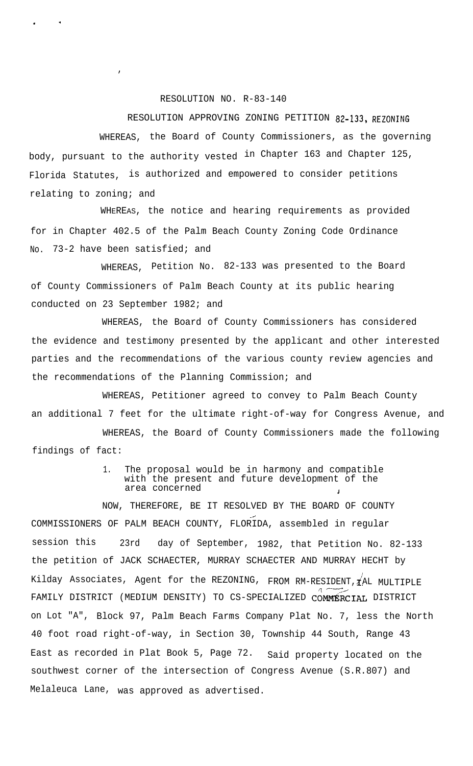RESOLUTION NO. R-83-140

RESOLUTION APPROVING ZONING PETITION 82-133, REZONING

WHEREAS, the Board of County Commissioners, as the governing body, pursuant to the authority vested in Chapter 163 and Chapter 125, Florida Statutes, is authorized and empowered to consider petitions relating to zoning; and

WHEREAS, the notice and hearing requirements as provided for in Chapter 402.5 of the Palm Beach County Zoning Code Ordinance No. 73-2 have been satisfied; and

WHEREAS, Petition No. 82-133 was presented to the Board of County Commissioners of Palm Beach County at its public hearing conducted on 23 September 1982; and

WHEREAS, the Board of County Commissioners has considered the evidence and testimony presented by the applicant and other interested parties and the recommendations of the various county review agencies and the recommendations of the Planning Commission; and

WHEREAS, Petitioner agreed to convey to Palm Beach County an additional 7 feet for the ultimate right-of-way for Congress Avenue, and

WHEREAS, the Board of County Commissioners made the following findings of fact:

1. The proposal would be in harmony and compatible with the present and future development of the area concerned

NOW, THEREFORE, BE IT RESOLVED BY THE BOARD OF COUNTY COMMISSIONERS OF PALM BEACH COUNTY, FLORIDA, assembled in regular session this 23rd day of September, 1982, that Petition No. 82-133 the petition of JACK SCHAECTER, MURRAY SCHAECTER AND MURRAY HECHT by Kilday Associates, Agent for the REZONING, FROM RM-RESIDENTIAL MULTIPLE FAMILY DISTRICT (MEDIUM DENSITY) TO CS-SPECIALIZED COMMERCIAL DISTRICT on Lot "A", Block 97, Palm Beach Farms Company Plat No. 7, less the North 40 foot road right-of-way, in Section 30, Township 44 South, Range 43 East as recorded in Plat Book 5, Page 72. Said property located on the southwest corner of the intersection of Congress Avenue (S.R.807) and Melaleuca Lane, was approved as advertised.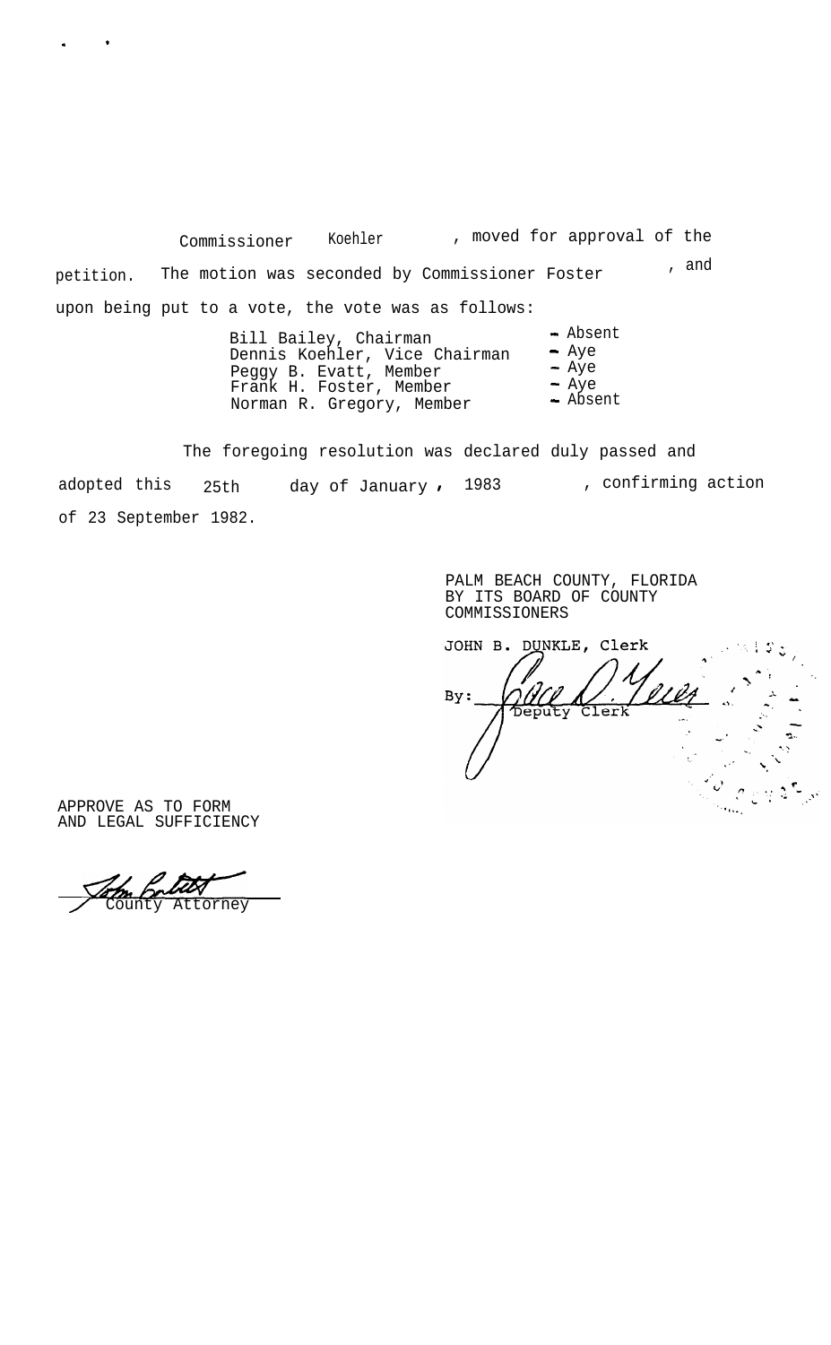Commissioner Koehler, moved for approval of the petition. The motion was seconded by Commissioner Foster, and upon being put to a vote, the vote was as follows:

| | |
|---|---|
| Bill Bailey, Chairman | - Absent |
| Dennis Koehler, Vice Chairman | - Aye |
| Peggy B. Evatt, Member | - Aye |
| Frank H. Foster, Member | - Aye |
| Norman R. Gregory, Member | - Absent |

The foregoing resolution was declared duly passed and adopted this 25th day of January, 1983, confirming action of 23 September 1982.

PALM BEACH COUNTY, FLORIDA
BY ITS BOARD OF COUNTY
COMMISSIONERS

JOHN B. DUNKLE, Clerk

By: ______________________
Deputy Clerk

APPROVE AS TO FORM
AND LEGAL SUFFICIENCY

______________________
County Attorney